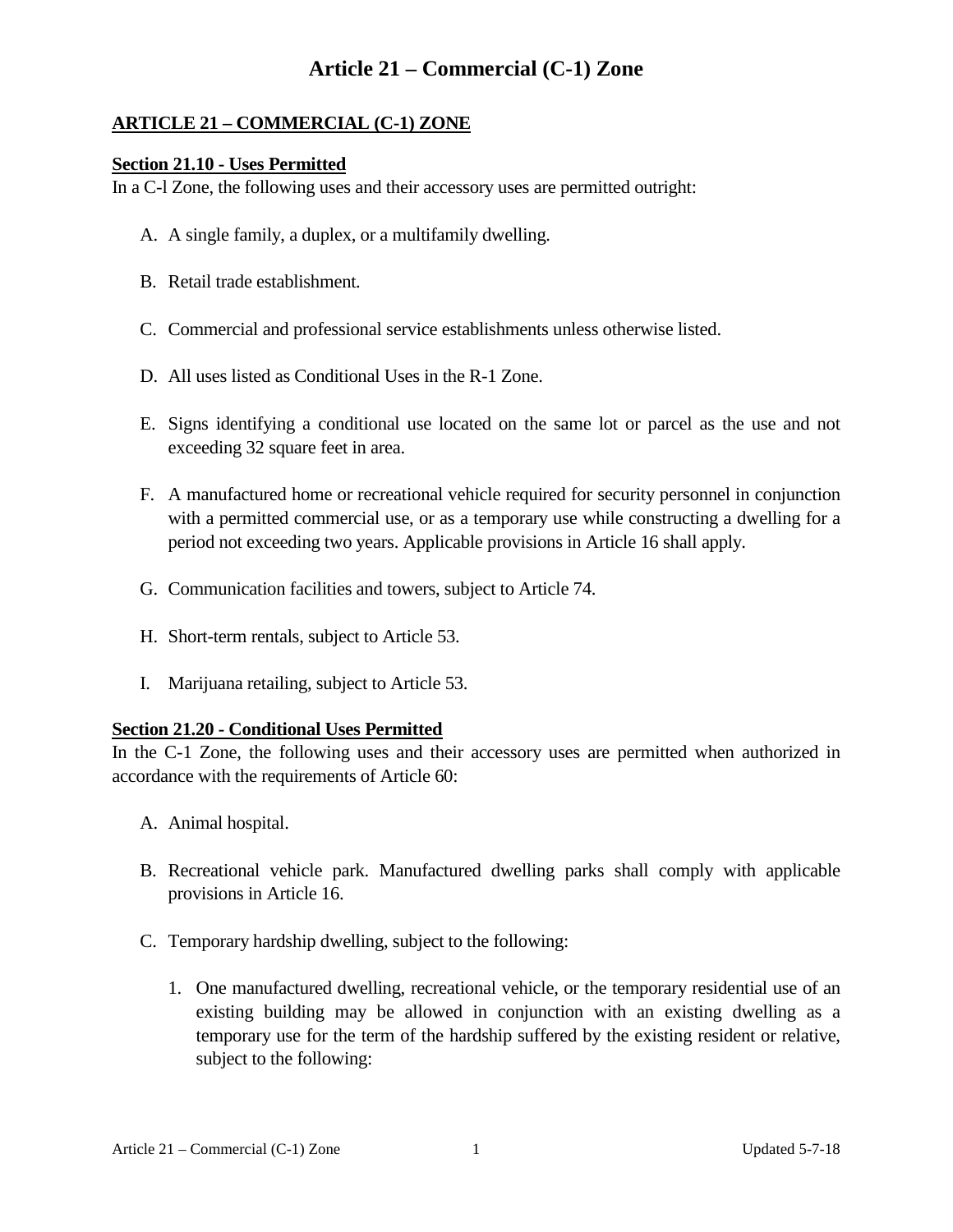# Article 21 – Commercial (C-1) Zone

## ARTICLE 21 – COMMERCIAL (C-1) ZONE

### Section 21.10 - Uses Permitted

In a C-l Zone, the following uses and their accessory uses are permitted outright:

A. A single family, a duplex, or a multifamily dwelling.

B. Retail trade establishment.

C. Commercial and professional service establishments unless otherwise listed.

D. All uses listed as Conditional Uses in the R-1 Zone.

E. Signs identifying a conditional use located on the same lot or parcel as the use and not exceeding 32 square feet in area.

F. A manufactured home or recreational vehicle required for security personnel in conjunction with a permitted commercial use, or as a temporary use while constructing a dwelling for a period not exceeding two years. Applicable provisions in Article 16 shall apply.

G. Communication facilities and towers, subject to Article 74.

H. Short-term rentals, subject to Article 53.

I. Marijuana retailing, subject to Article 53.

### Section 21.20 - Conditional Uses Permitted

In the C-1 Zone, the following uses and their accessory uses are permitted when authorized in accordance with the requirements of Article 60:

A. Animal hospital.

B. Recreational vehicle park. Manufactured dwelling parks shall comply with applicable provisions in Article 16.

C. Temporary hardship dwelling, subject to the following:

   1. One manufactured dwelling, recreational vehicle, or the temporary residential use of an existing building may be allowed in conjunction with an existing dwelling as a temporary use for the term of the hardship suffered by the existing resident or relative, subject to the following: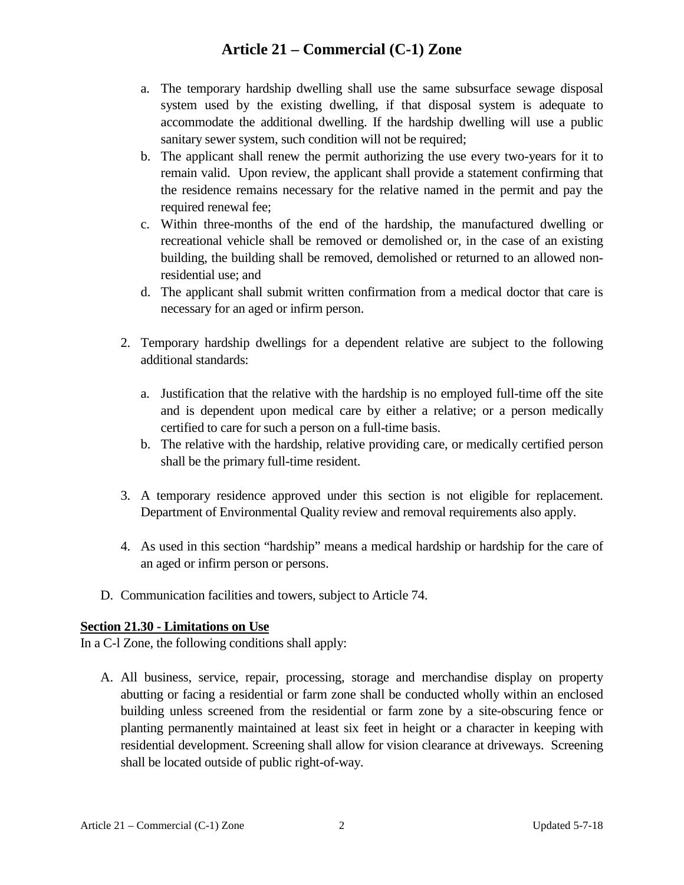a. The temporary hardship dwelling shall use the same subsurface sewage disposal system used by the existing dwelling, if that disposal system is adequate to accommodate the additional dwelling. If the hardship dwelling will use a public sanitary sewer system, such condition will not be required;
b. The applicant shall renew the permit authorizing the use every two-years for it to remain valid. Upon review, the applicant shall provide a statement confirming that the residence remains necessary for the relative named in the permit and pay the required renewal fee;
c. Within three-months of the end of the hardship, the manufactured dwelling or recreational vehicle shall be removed or demolished or, in the case of an existing building, the building shall be removed, demolished or returned to an allowed non-residential use; and
d. The applicant shall submit written confirmation from a medical doctor that care is necessary for an aged or infirm person.

2. Temporary hardship dwellings for a dependent relative are subject to the following additional standards:

   a. Justification that the relative with the hardship is no employed full-time off the site and is dependent upon medical care by either a relative; or a person medically certified to care for such a person on a full-time basis.
   b. The relative with the hardship, relative providing care, or medically certified person shall be the primary full-time resident.

3. A temporary residence approved under this section is not eligible for replacement. Department of Environmental Quality review and removal requirements also apply.

4. As used in this section "hardship" means a medical hardship or hardship for the care of an aged or infirm person or persons.

D. Communication facilities and towers, subject to Article 74.

**Section 21.30 - Limitations on Use**

In a C-l Zone, the following conditions shall apply:

A. All business, service, repair, processing, storage and merchandise display on property abutting or facing a residential or farm zone shall be conducted wholly within an enclosed building unless screened from the residential or farm zone by a site-obscuring fence or planting permanently maintained at least six feet in height or a character in keeping with residential development. Screening shall allow for vision clearance at driveways. Screening shall be located outside of public right-of-way.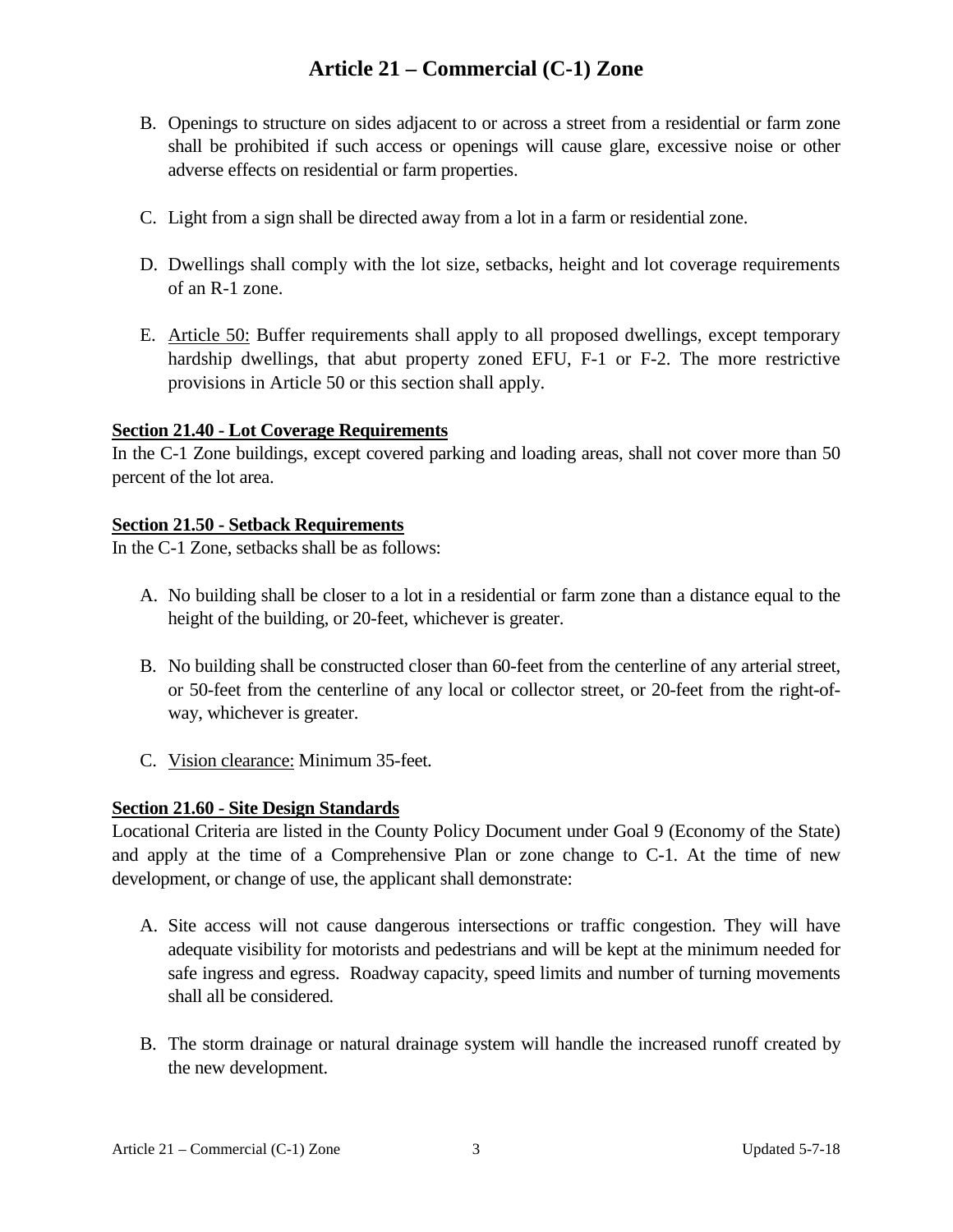B. Openings to structure on sides adjacent to or across a street from a residential or farm zone shall be prohibited if such access or openings will cause glare, excessive noise or other adverse effects on residential or farm properties.

C. Light from a sign shall be directed away from a lot in a farm or residential zone.

D. Dwellings shall comply with the lot size, setbacks, height and lot coverage requirements of an R-1 zone.

E. Article 50: Buffer requirements shall apply to all proposed dwellings, except temporary hardship dwellings, that abut property zoned EFU, F-1 or F-2. The more restrictive provisions in Article 50 or this section shall apply.

**Section 21.40 - Lot Coverage Requirements**

In the C-1 Zone buildings, except covered parking and loading areas, shall not cover more than 50 percent of the lot area.

**Section 21.50 - Setback Requirements**

In the C-1 Zone, setbacks shall be as follows:

A. No building shall be closer to a lot in a residential or farm zone than a distance equal to the height of the building, or 20-feet, whichever is greater.

B. No building shall be constructed closer than 60-feet from the centerline of any arterial street, or 50-feet from the centerline of any local or collector street, or 20-feet from the right-of-way, whichever is greater.

C. Vision clearance: Minimum 35-feet.

**Section 21.60 - Site Design Standards**

Locational Criteria are listed in the County Policy Document under Goal 9 (Economy of the State) and apply at the time of a Comprehensive Plan or zone change to C-1. At the time of new development, or change of use, the applicant shall demonstrate:

A. Site access will not cause dangerous intersections or traffic congestion. They will have adequate visibility for motorists and pedestrians and will be kept at the minimum needed for safe ingress and egress. Roadway capacity, speed limits and number of turning movements shall all be considered.

B. The storm drainage or natural drainage system will handle the increased runoff created by the new development.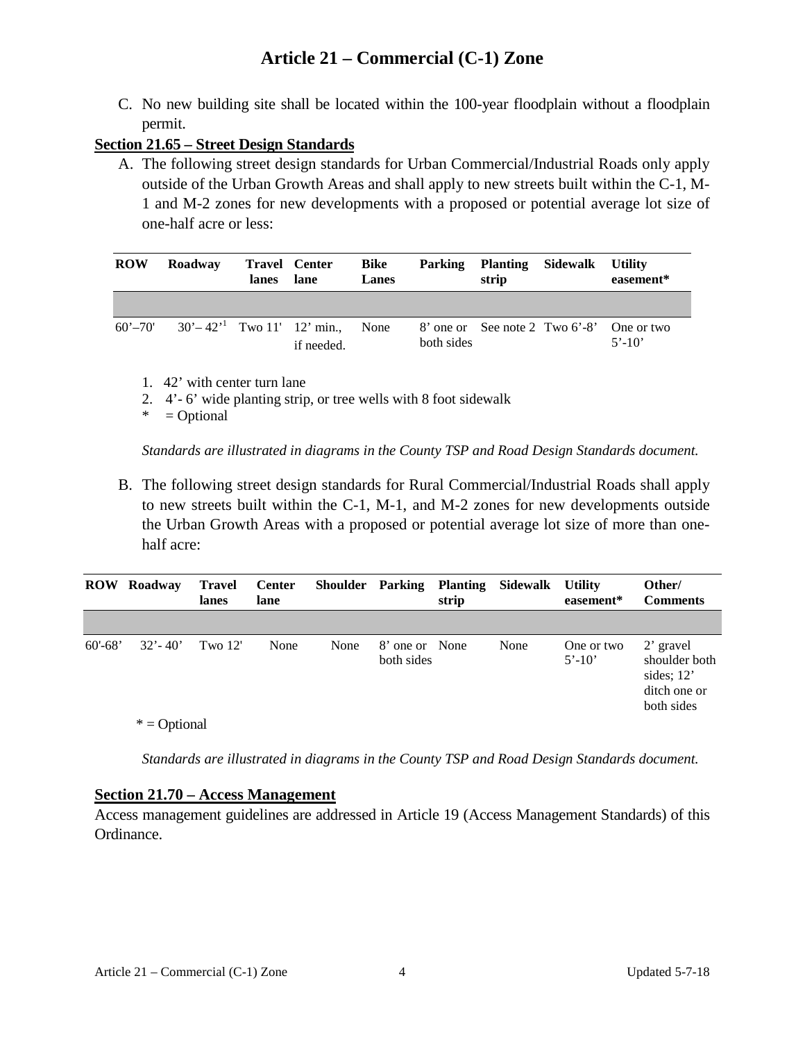# Article 21 – Commercial (C-1) Zone

C. No new building site shall be located within the 100-year floodplain without a floodplain permit.

**Section 21.65 – Street Design Standards**

A. The following street design standards for Urban Commercial/Industrial Roads only apply outside of the Urban Growth Areas and shall apply to new streets built within the C-1, M-1 and M-2 zones for new developments with a proposed or potential average lot size of one-half acre or less:

| ROW | Roadway | Travel lanes | Center lane | Bike Lanes | Parking | Planting strip | Sidewalk | Utility easement* |
|---|---|---|---|---|---|---|---|---|
| | | | | | | | | |
| 60'–70' | 30'– 42'[1] | Two 11' | 12' min., if needed. | None | 8' one or both sides | See note 2 | Two 6'-8' | One or two 5'-10' |

1. 42' with center turn lane
2. 4'- 6' wide planting strip, or tree wells with 8 foot sidewalk

\* = Optional

*Standards are illustrated in diagrams in the County TSP and Road Design Standards document.*

B. The following street design standards for Rural Commercial/Industrial Roads shall apply to new streets built within the C-1, M-1, and M-2 zones for new developments outside the Urban Growth Areas with a proposed or potential average lot size of more than one-half acre:

| ROW | Roadway | Travel lanes | Center lane | Shoulder | Parking | Planting strip | Sidewalk | Utility easement* | Other/ Comments |
|---|---|---|---|---|---|---|---|---|---|
| | | | | | | | | | |
| 60'-68' | 32'- 40' | Two 12' | None | None | 8' one or both sides | None | None | One or two 5'-10' | 2' gravel shoulder both sides; 12' ditch one or both sides |

\* = Optional

*Standards are illustrated in diagrams in the County TSP and Road Design Standards document.*

**Section 21.70 – Access Management**

Access management guidelines are addressed in Article 19 (Access Management Standards) of this Ordinance.